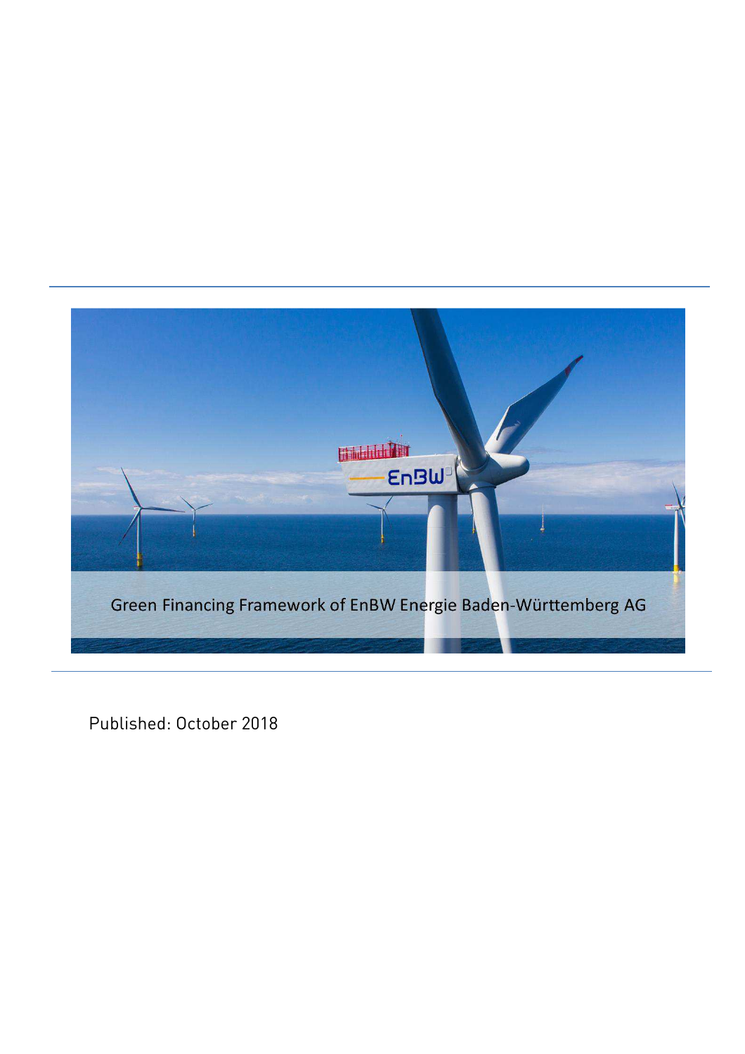# Green Financing Framework of EnBW Energie Baden-Württemberg AG

Published: October 2018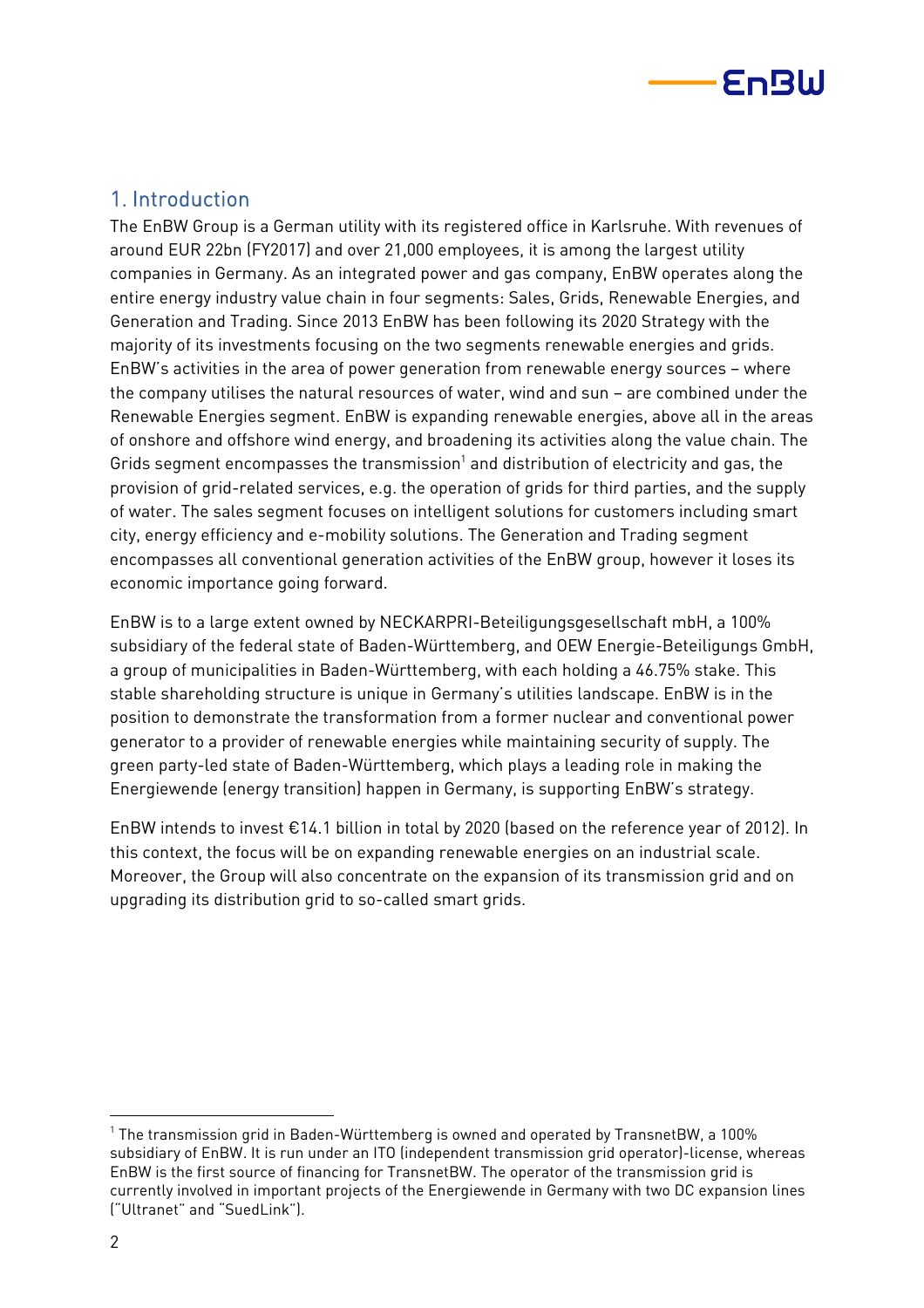## 1. Introduction

The EnBW Group is a German utility with its registered office in Karlsruhe. With revenues of around EUR 22bn (FY2017) and over 21,000 employees, it is among the largest utility companies in Germany. As an integrated power and gas company, EnBW operates along the entire energy industry value chain in four segments: Sales, Grids, Renewable Energies, and Generation and Trading. Since 2013 EnBW has been following its 2020 Strategy with the majority of its investments focusing on the two segments renewable energies and grids. EnBW's activities in the area of power generation from renewable energy sources – where the company utilises the natural resources of water, wind and sun – are combined under the Renewable Energies segment. EnBW is expanding renewable energies, above all in the areas of onshore and offshore wind energy, and broadening its activities along the value chain. The Grids segment encompasses the transmission[1] and distribution of electricity and gas, the provision of grid-related services, e.g. the operation of grids for third parties, and the supply of water. The sales segment focuses on intelligent solutions for customers including smart city, energy efficiency and e-mobility solutions. The Generation and Trading segment encompasses all conventional generation activities of the EnBW group, however it loses its economic importance going forward.

EnBW is to a large extent owned by NECKARPRI-Beteiligungsgesellschaft mbH, a 100% subsidiary of the federal state of Baden-Württemberg, and OEW Energie-Beteiligungs GmbH, a group of municipalities in Baden-Württemberg, with each holding a 46.75% stake. This stable shareholding structure is unique in Germany's utilities landscape. EnBW is in the position to demonstrate the transformation from a former nuclear and conventional power generator to a provider of renewable energies while maintaining security of supply. The green party-led state of Baden-Württemberg, which plays a leading role in making the Energiewende (energy transition) happen in Germany, is supporting EnBW's strategy.

EnBW intends to invest €14.1 billion in total by 2020 (based on the reference year of 2012). In this context, the focus will be on expanding renewable energies on an industrial scale. Moreover, the Group will also concentrate on the expansion of its transmission grid and on upgrading its distribution grid to so-called smart grids.

[1] The transmission grid in Baden-Württemberg is owned and operated by TransnetBW, a 100% subsidiary of EnBW. It is run under an ITO (independent transmission grid operator)-license, whereas EnBW is the first source of financing for TransnetBW. The operator of the transmission grid is currently involved in important projects of the Energiewende in Germany with two DC expansion lines ("Ultranet" and "SuedLink").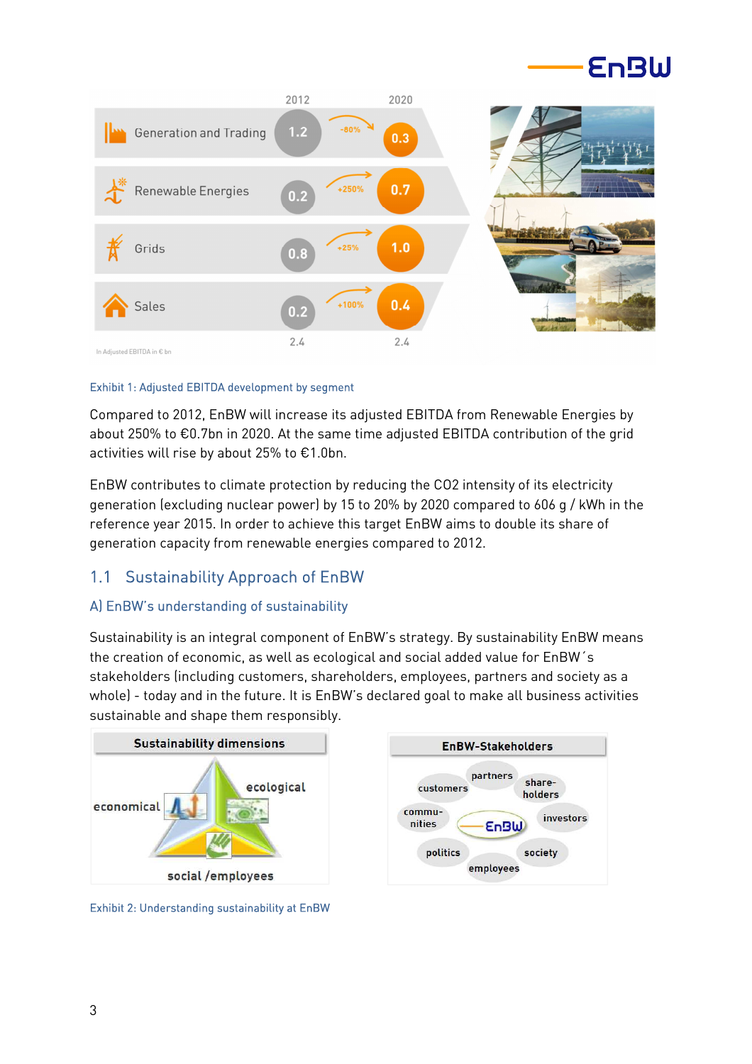| | 2012 | | 2020 |
|---|---|---|---|
| Generation and Trading | 1.2 | -80% | 0.3 |
| Renewable Energies | 0.2 | +250% | 0.7 |
| Grids | 0.8 | +25% | 1.0 |
| Sales | 0.2 | +100% | 0.4 |
| | 2.4 | | 2.4 |

In Adjusted EBITDA in € bn

Exhibit 1: Adjusted EBITDA development by segment

Compared to 2012, EnBW will increase its adjusted EBITDA from Renewable Energies by about 250% to €0.7bn in 2020. At the same time adjusted EBITDA contribution of the grid activities will rise by about 25% to €1.0bn.

EnBW contributes to climate protection by reducing the CO2 intensity of its electricity generation (excluding nuclear power) by 15 to 20% by 2020 compared to 606 g / kWh in the reference year 2015. In order to achieve this target EnBW aims to double its share of generation capacity from renewable energies compared to 2012.

## 1.1 Sustainability Approach of EnBW

### A) EnBW's understanding of sustainability

Sustainability is an integral component of EnBW's strategy. By sustainability EnBW means the creation of economic, as well as ecological and social added value for EnBW´s stakeholders (including customers, shareholders, employees, partners and society as a whole) - today and in the future. It is EnBW's declared goal to make all business activities sustainable and shape them responsibly.

**Sustainability dimensions**: economical, ecological, social /employees

**EnBW-Stakeholders**: partners, customers, share-holders, commu-nities, investors, politics, society, employees

Exhibit 2: Understanding sustainability at EnBW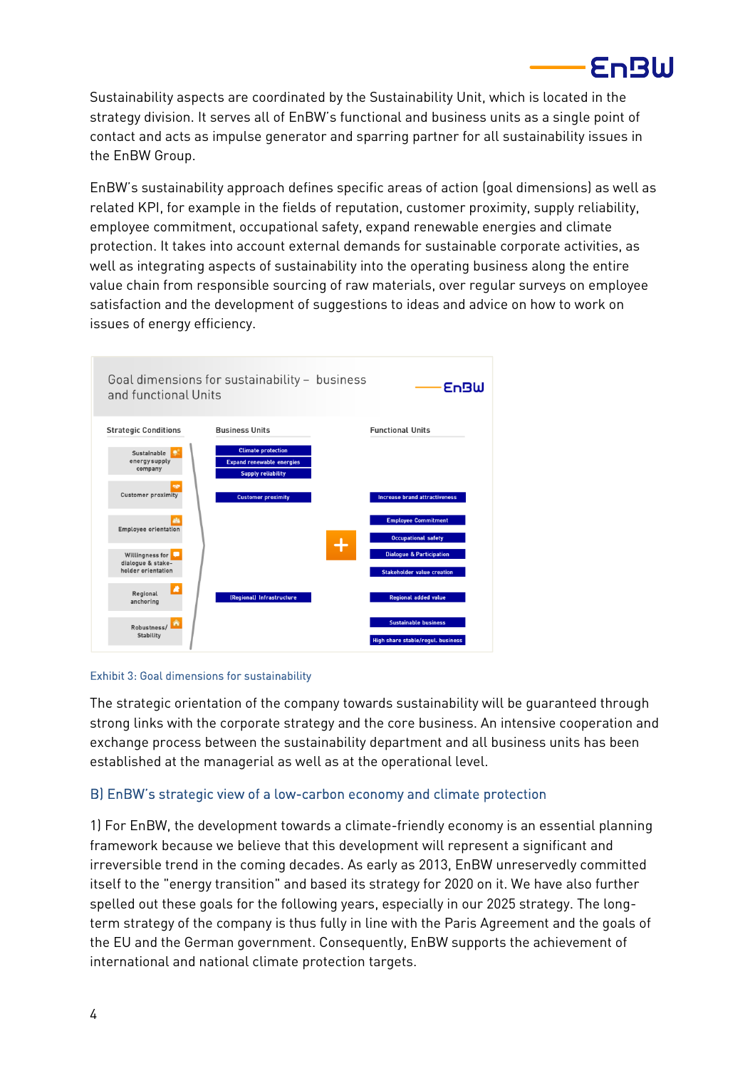Sustainability aspects are coordinated by the Sustainability Unit, which is located in the strategy division. It serves all of EnBW's functional and business units as a single point of contact and acts as impulse generator and sparring partner for all sustainability issues in the EnBW Group.

EnBW's sustainability approach defines specific areas of action (goal dimensions) as well as related KPI, for example in the fields of reputation, customer proximity, supply reliability, employee commitment, occupational safety, expand renewable energies and climate protection. It takes into account external demands for sustainable corporate activities, as well as integrating aspects of sustainability into the operating business along the entire value chain from responsible sourcing of raw materials, over regular surveys on employee satisfaction and the development of suggestions to ideas and advice on how to work on issues of energy efficiency.

**Goal dimensions for sustainability – business and functional Units**

| Strategic Conditions | Business Units | Functional Units |
|---|---|---|
| Sustainable energy supply company | Climate protection<br>Expand renewable energies<br>Supply reliability | |
| Customer proximity | Customer proximity | Increase brand attractiveness |
| Employee orientation | | Employee Commitment<br>Occupational safety |
| Willingness for dialogue & stakeholder orientation | | Dialogue & Participation<br>Stakeholder value creation |
| Regional anchoring | (Regional) Infrastructure | Regional added value |
| Robustness/ Stability | | Sustainable business<br>High share stable/regul. business |

Exhibit 3: Goal dimensions for sustainability

The strategic orientation of the company towards sustainability will be guaranteed through strong links with the corporate strategy and the core business. An intensive cooperation and exchange process between the sustainability department and all business units has been established at the managerial as well as at the operational level.

## B) EnBW's strategic view of a low-carbon economy and climate protection

1) For EnBW, the development towards a climate-friendly economy is an essential planning framework because we believe that this development will represent a significant and irreversible trend in the coming decades. As early as 2013, EnBW unreservedly committed itself to the "energy transition" and based its strategy for 2020 on it. We have also further spelled out these goals for the following years, especially in our 2025 strategy. The long-term strategy of the company is thus fully in line with the Paris Agreement and the goals of the EU and the German government. Consequently, EnBW supports the achievement of international and national climate protection targets.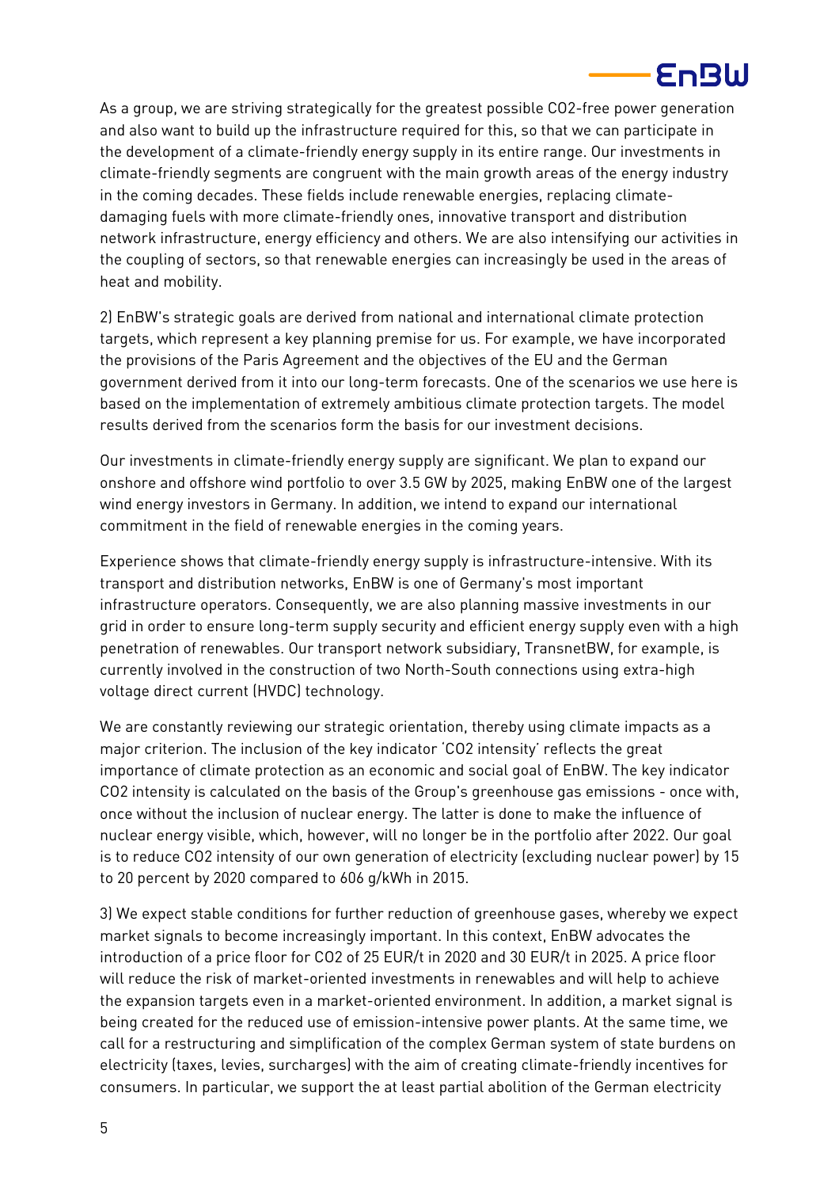As a group, we are striving strategically for the greatest possible $CO_2$-free power generation and also want to build up the infrastructure required for this, so that we can participate in the development of a climate-friendly energy supply in its entire range. Our investments in climate-friendly segments are congruent with the main growth areas of the energy industry in the coming decades. These fields include renewable energies, replacing climate-damaging fuels with more climate-friendly ones, innovative transport and distribution network infrastructure, energy efficiency and others. We are also intensifying our activities in the coupling of sectors, so that renewable energies can increasingly be used in the areas of heat and mobility.

2) EnBW's strategic goals are derived from national and international climate protection targets, which represent a key planning premise for us. For example, we have incorporated the provisions of the Paris Agreement and the objectives of the EU and the German government derived from it into our long-term forecasts. One of the scenarios we use here is based on the implementation of extremely ambitious climate protection targets. The model results derived from the scenarios form the basis for our investment decisions.

Our investments in climate-friendly energy supply are significant. We plan to expand our onshore and offshore wind portfolio to over 3.5 GW by 2025, making EnBW one of the largest wind energy investors in Germany. In addition, we intend to expand our international commitment in the field of renewable energies in the coming years.

Experience shows that climate-friendly energy supply is infrastructure-intensive. With its transport and distribution networks, EnBW is one of Germany's most important infrastructure operators. Consequently, we are also planning massive investments in our grid in order to ensure long-term supply security and efficient energy supply even with a high penetration of renewables. Our transport network subsidiary, TransnetBW, for example, is currently involved in the construction of two North-South connections using extra-high voltage direct current (HVDC) technology.

We are constantly reviewing our strategic orientation, thereby using climate impacts as a major criterion. The inclusion of the key indicator '$CO_2$ intensity' reflects the great importance of climate protection as an economic and social goal of EnBW. The key indicator $CO_2$ intensity is calculated on the basis of the Group's greenhouse gas emissions - once with, once without the inclusion of nuclear energy. The latter is done to make the influence of nuclear energy visible, which, however, will no longer be in the portfolio after 2022. Our goal is to reduce $CO_2$ intensity of our own generation of electricity (excluding nuclear power) by 15 to 20 percent by 2020 compared to 606 g/kWh in 2015.

3) We expect stable conditions for further reduction of greenhouse gases, whereby we expect market signals to become increasingly important. In this context, EnBW advocates the introduction of a price floor for $CO_2$ of 25 EUR/t in 2020 and 30 EUR/t in 2025. A price floor will reduce the risk of market-oriented investments in renewables and will help to achieve the expansion targets even in a market-oriented environment. In addition, a market signal is being created for the reduced use of emission-intensive power plants. At the same time, we call for a restructuring and simplification of the complex German system of state burdens on electricity (taxes, levies, surcharges) with the aim of creating climate-friendly incentives for consumers. In particular, we support the at least partial abolition of the German electricity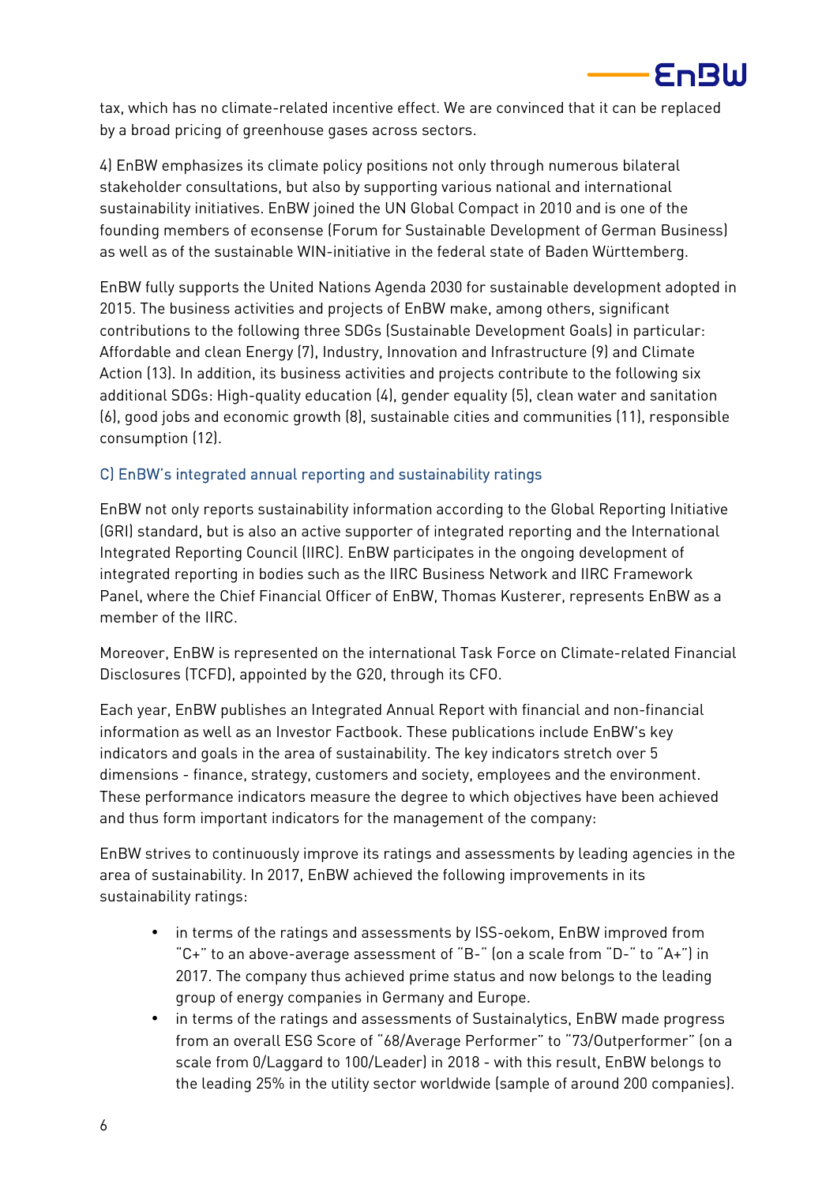tax, which has no climate-related incentive effect. We are convinced that it can be replaced by a broad pricing of greenhouse gases across sectors.

4) EnBW emphasizes its climate policy positions not only through numerous bilateral stakeholder consultations, but also by supporting various national and international sustainability initiatives. EnBW joined the UN Global Compact in 2010 and is one of the founding members of econsense (Forum for Sustainable Development of German Business) as well as of the sustainable WIN-initiative in the federal state of Baden Württemberg.

EnBW fully supports the United Nations Agenda 2030 for sustainable development adopted in 2015. The business activities and projects of EnBW make, among others, significant contributions to the following three SDGs (Sustainable Development Goals) in particular: Affordable and clean Energy (7), Industry, Innovation and Infrastructure (9) and Climate Action (13). In addition, its business activities and projects contribute to the following six additional SDGs: High-quality education (4), gender equality (5), clean water and sanitation (6), good jobs and economic growth (8), sustainable cities and communities (11), responsible consumption (12).

### C) EnBW's integrated annual reporting and sustainability ratings

EnBW not only reports sustainability information according to the Global Reporting Initiative (GRI) standard, but is also an active supporter of integrated reporting and the International Integrated Reporting Council (IIRC). EnBW participates in the ongoing development of integrated reporting in bodies such as the IIRC Business Network and IIRC Framework Panel, where the Chief Financial Officer of EnBW, Thomas Kusterer, represents EnBW as a member of the IIRC.

Moreover, EnBW is represented on the international Task Force on Climate-related Financial Disclosures (TCFD), appointed by the G20, through its CFO.

Each year, EnBW publishes an Integrated Annual Report with financial and non-financial information as well as an Investor Factbook. These publications include EnBW's key indicators and goals in the area of sustainability. The key indicators stretch over 5 dimensions - finance, strategy, customers and society, employees and the environment. These performance indicators measure the degree to which objectives have been achieved and thus form important indicators for the management of the company:

EnBW strives to continuously improve its ratings and assessments by leading agencies in the area of sustainability. In 2017, EnBW achieved the following improvements in its sustainability ratings:

- in terms of the ratings and assessments by ISS-oekom, EnBW improved from "C+" to an above-average assessment of "B-" (on a scale from "D-" to "A+") in 2017. The company thus achieved prime status and now belongs to the leading group of energy companies in Germany and Europe.
- in terms of the ratings and assessments of Sustainalytics, EnBW made progress from an overall ESG Score of "68/Average Performer" to "73/Outperformer" (on a scale from 0/Laggard to 100/Leader) in 2018 - with this result, EnBW belongs to the leading 25% in the utility sector worldwide (sample of around 200 companies).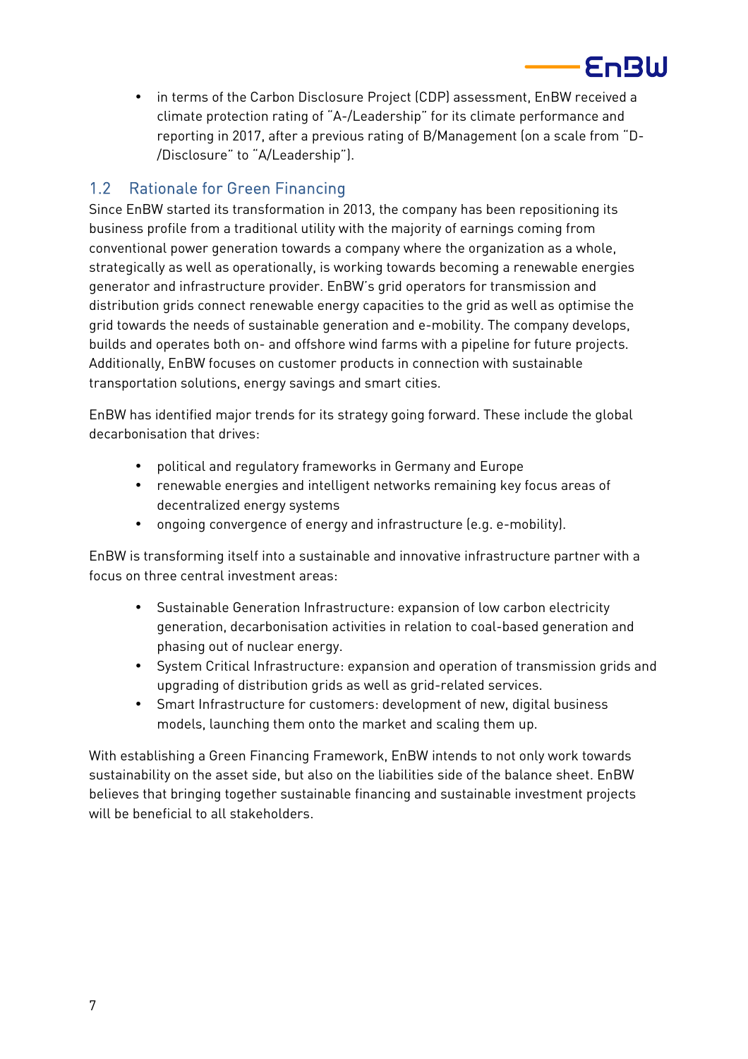- in terms of the Carbon Disclosure Project (CDP) assessment, EnBW received a climate protection rating of "A-/Leadership" for its climate performance and reporting in 2017, after a previous rating of B/Management (on a scale from "D-/Disclosure" to "A/Leadership").

## 1.2 Rationale for Green Financing

Since EnBW started its transformation in 2013, the company has been repositioning its business profile from a traditional utility with the majority of earnings coming from conventional power generation towards a company where the organization as a whole, strategically as well as operationally, is working towards becoming a renewable energies generator and infrastructure provider. EnBW's grid operators for transmission and distribution grids connect renewable energy capacities to the grid as well as optimise the grid towards the needs of sustainable generation and e-mobility. The company develops, builds and operates both on- and offshore wind farms with a pipeline for future projects. Additionally, EnBW focuses on customer products in connection with sustainable transportation solutions, energy savings and smart cities.

EnBW has identified major trends for its strategy going forward. These include the global decarbonisation that drives:

- political and regulatory frameworks in Germany and Europe
- renewable energies and intelligent networks remaining key focus areas of decentralized energy systems
- ongoing convergence of energy and infrastructure (e.g. e-mobility).

EnBW is transforming itself into a sustainable and innovative infrastructure partner with a focus on three central investment areas:

- Sustainable Generation Infrastructure: expansion of low carbon electricity generation, decarbonisation activities in relation to coal-based generation and phasing out of nuclear energy.
- System Critical Infrastructure: expansion and operation of transmission grids and upgrading of distribution grids as well as grid-related services.
- Smart Infrastructure for customers: development of new, digital business models, launching them onto the market and scaling them up.

With establishing a Green Financing Framework, EnBW intends to not only work towards sustainability on the asset side, but also on the liabilities side of the balance sheet. EnBW believes that bringing together sustainable financing and sustainable investment projects will be beneficial to all stakeholders.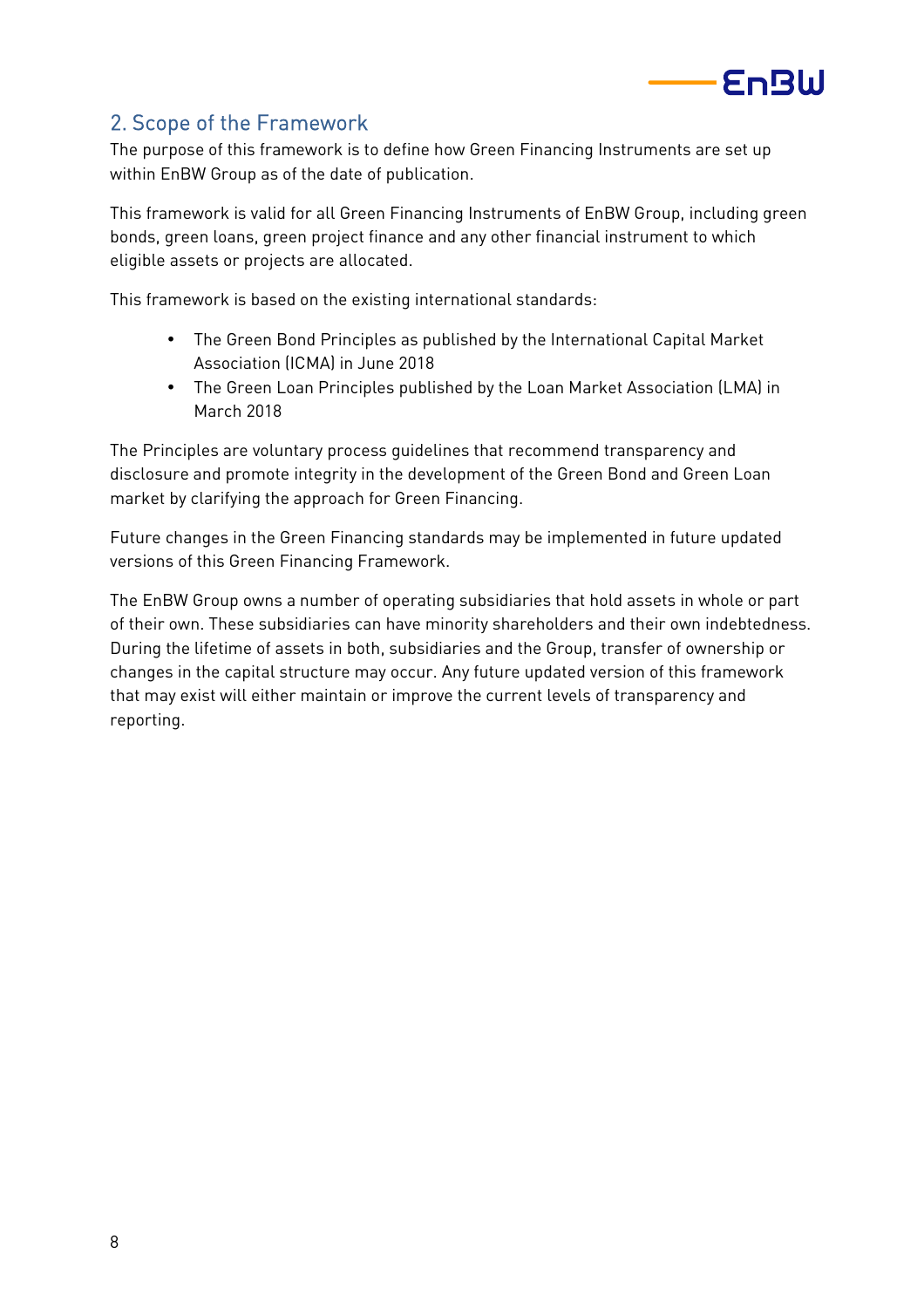## 2. Scope of the Framework

The purpose of this framework is to define how Green Financing Instruments are set up within EnBW Group as of the date of publication.

This framework is valid for all Green Financing Instruments of EnBW Group, including green bonds, green loans, green project finance and any other financial instrument to which eligible assets or projects are allocated.

This framework is based on the existing international standards:

- The Green Bond Principles as published by the International Capital Market Association (ICMA) in June 2018
- The Green Loan Principles published by the Loan Market Association (LMA) in March 2018

The Principles are voluntary process guidelines that recommend transparency and disclosure and promote integrity in the development of the Green Bond and Green Loan market by clarifying the approach for Green Financing.

Future changes in the Green Financing standards may be implemented in future updated versions of this Green Financing Framework.

The EnBW Group owns a number of operating subsidiaries that hold assets in whole or part of their own. These subsidiaries can have minority shareholders and their own indebtedness. During the lifetime of assets in both, subsidiaries and the Group, transfer of ownership or changes in the capital structure may occur. Any future updated version of this framework that may exist will either maintain or improve the current levels of transparency and reporting.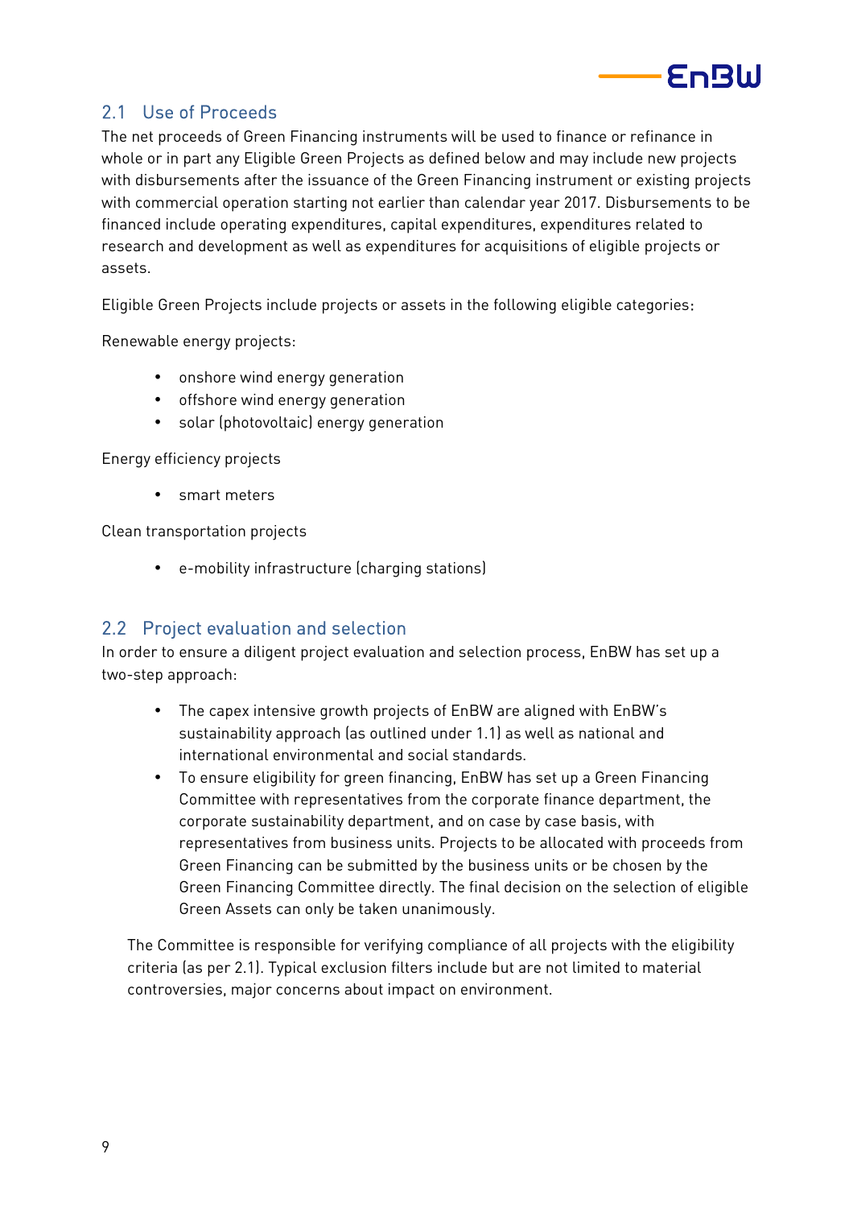## 2.1 Use of Proceeds

The net proceeds of Green Financing instruments will be used to finance or refinance in whole or in part any Eligible Green Projects as defined below and may include new projects with disbursements after the issuance of the Green Financing instrument or existing projects with commercial operation starting not earlier than calendar year 2017. Disbursements to be financed include operating expenditures, capital expenditures, expenditures related to research and development as well as expenditures for acquisitions of eligible projects or assets.

Eligible Green Projects include projects or assets in the following eligible categories:

Renewable energy projects:

- onshore wind energy generation
- offshore wind energy generation
- solar (photovoltaic) energy generation

Energy efficiency projects

- smart meters

Clean transportation projects

- e-mobility infrastructure (charging stations)

## 2.2 Project evaluation and selection

In order to ensure a diligent project evaluation and selection process, EnBW has set up a two-step approach:

- The capex intensive growth projects of EnBW are aligned with EnBW's sustainability approach (as outlined under 1.1) as well as national and international environmental and social standards.
- To ensure eligibility for green financing, EnBW has set up a Green Financing Committee with representatives from the corporate finance department, the corporate sustainability department, and on case by case basis, with representatives from business units. Projects to be allocated with proceeds from Green Financing can be submitted by the business units or be chosen by the Green Financing Committee directly. The final decision on the selection of eligible Green Assets can only be taken unanimously.

The Committee is responsible for verifying compliance of all projects with the eligibility criteria (as per 2.1). Typical exclusion filters include but are not limited to material controversies, major concerns about impact on environment.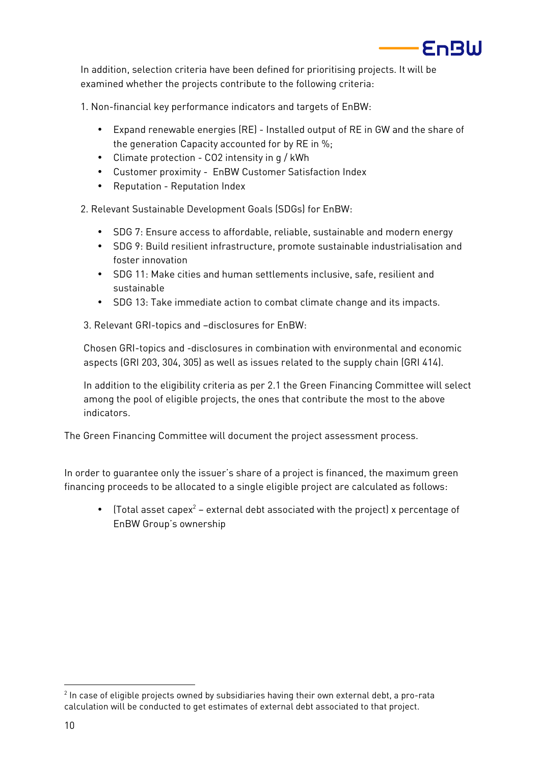In addition, selection criteria have been defined for prioritising projects. It will be examined whether the projects contribute to the following criteria:

1. Non-financial key performance indicators and targets of EnBW:

   - Expand renewable energies (RE) - Installed output of RE in GW and the share of the generation Capacity accounted for by RE in %;
   - Climate protection - $CO_2$ intensity in g / kWh
   - Customer proximity - EnBW Customer Satisfaction Index
   - Reputation - Reputation Index

2. Relevant Sustainable Development Goals (SDGs) for EnBW:

   - SDG 7: Ensure access to affordable, reliable, sustainable and modern energy
   - SDG 9: Build resilient infrastructure, promote sustainable industrialisation and foster innovation
   - SDG 11: Make cities and human settlements inclusive, safe, resilient and sustainable
   - SDG 13: Take immediate action to combat climate change and its impacts.

3. Relevant GRI-topics and –disclosures for EnBW:

   Chosen GRI-topics and -disclosures in combination with environmental and economic aspects (GRI 203, 304, 305) as well as issues related to the supply chain (GRI 414).

   In addition to the eligibility criteria as per 2.1 the Green Financing Committee will select among the pool of eligible projects, the ones that contribute the most to the above indicators.

The Green Financing Committee will document the project assessment process.

In order to guarantee only the issuer's share of a project is financed, the maximum green financing proceeds to be allocated to a single eligible project are calculated as follows:

- (Total asset capex[2] – external debt associated with the project) x percentage of EnBW Group's ownership

[2] In case of eligible projects owned by subsidiaries having their own external debt, a pro-rata calculation will be conducted to get estimates of external debt associated to that project.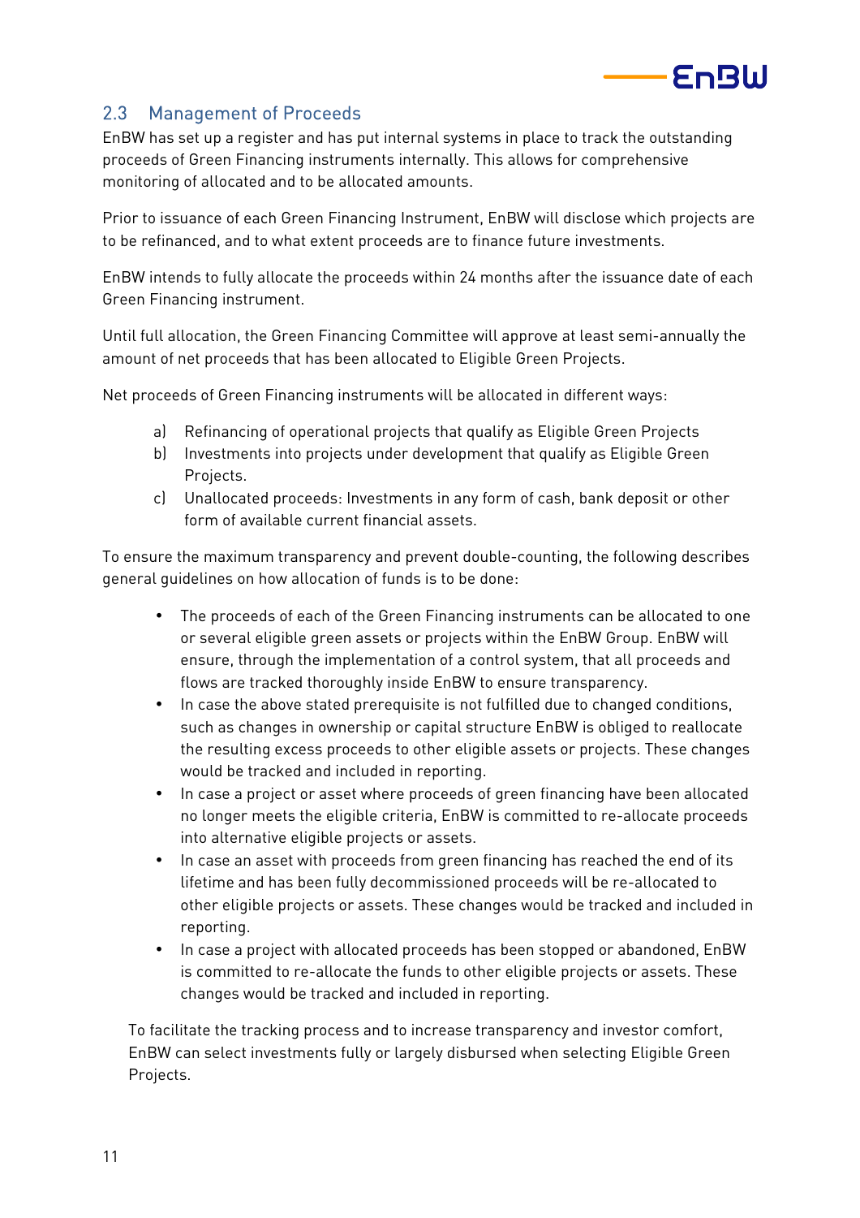## 2.3 Management of Proceeds

EnBW has set up a register and has put internal systems in place to track the outstanding proceeds of Green Financing instruments internally. This allows for comprehensive monitoring of allocated and to be allocated amounts.

Prior to issuance of each Green Financing Instrument, EnBW will disclose which projects are to be refinanced, and to what extent proceeds are to finance future investments.

EnBW intends to fully allocate the proceeds within 24 months after the issuance date of each Green Financing instrument.

Until full allocation, the Green Financing Committee will approve at least semi-annually the amount of net proceeds that has been allocated to Eligible Green Projects.

Net proceeds of Green Financing instruments will be allocated in different ways:

a) Refinancing of operational projects that qualify as Eligible Green Projects
b) Investments into projects under development that qualify as Eligible Green Projects.
c) Unallocated proceeds: Investments in any form of cash, bank deposit or other form of available current financial assets.

To ensure the maximum transparency and prevent double-counting, the following describes general guidelines on how allocation of funds is to be done:

- The proceeds of each of the Green Financing instruments can be allocated to one or several eligible green assets or projects within the EnBW Group. EnBW will ensure, through the implementation of a control system, that all proceeds and flows are tracked thoroughly inside EnBW to ensure transparency.
- In case the above stated prerequisite is not fulfilled due to changed conditions, such as changes in ownership or capital structure EnBW is obliged to reallocate the resulting excess proceeds to other eligible assets or projects. These changes would be tracked and included in reporting.
- In case a project or asset where proceeds of green financing have been allocated no longer meets the eligible criteria, EnBW is committed to re-allocate proceeds into alternative eligible projects or assets.
- In case an asset with proceeds from green financing has reached the end of its lifetime and has been fully decommissioned proceeds will be re-allocated to other eligible projects or assets. These changes would be tracked and included in reporting.
- In case a project with allocated proceeds has been stopped or abandoned, EnBW is committed to re-allocate the funds to other eligible projects or assets. These changes would be tracked and included in reporting.

To facilitate the tracking process and to increase transparency and investor comfort, EnBW can select investments fully or largely disbursed when selecting Eligible Green Projects.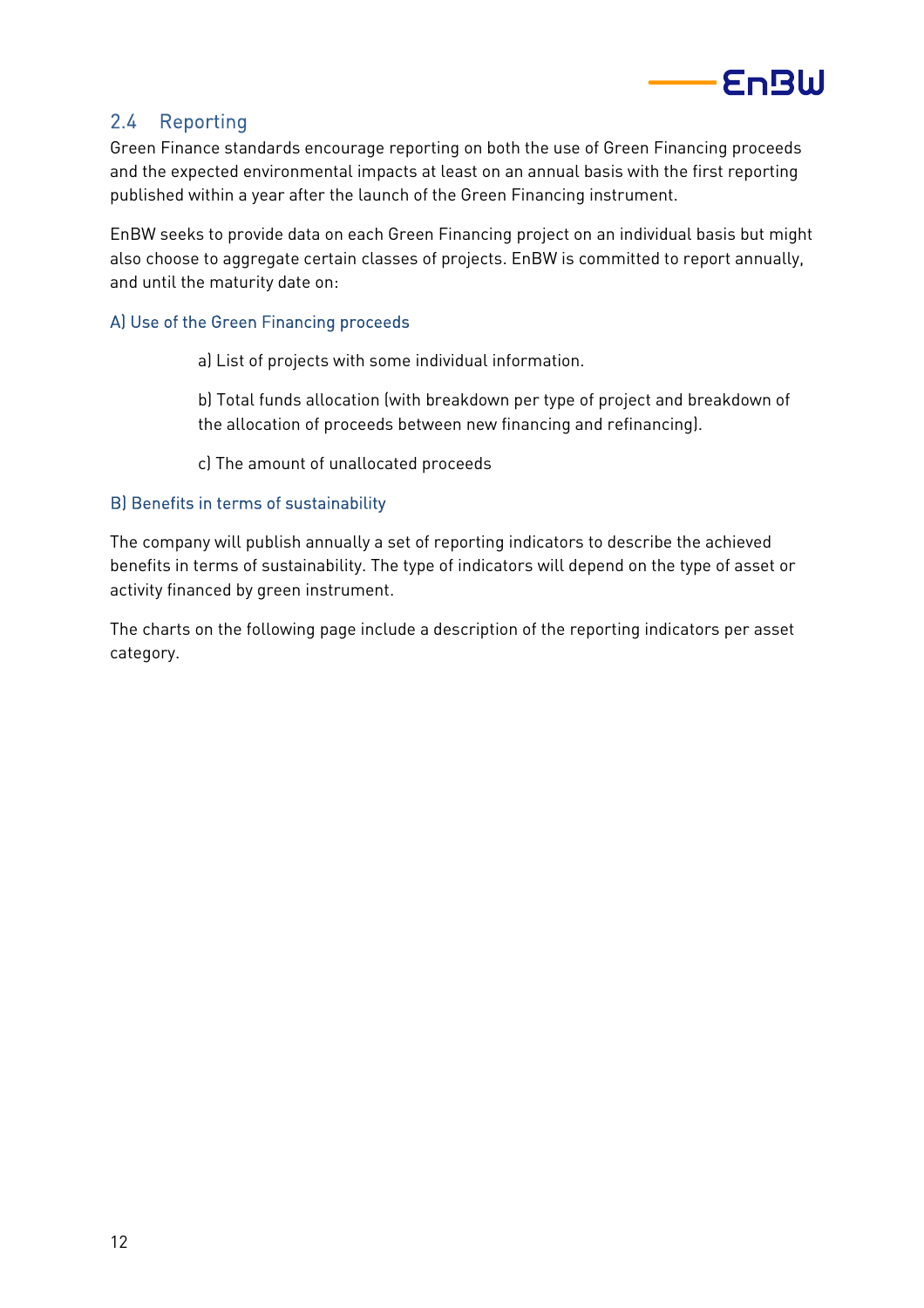## 2.4 Reporting

Green Finance standards encourage reporting on both the use of Green Financing proceeds and the expected environmental impacts at least on an annual basis with the first reporting published within a year after the launch of the Green Financing instrument.

EnBW seeks to provide data on each Green Financing project on an individual basis but might also choose to aggregate certain classes of projects. EnBW is committed to report annually, and until the maturity date on:

### A) Use of the Green Financing proceeds

a) List of projects with some individual information.

b) Total funds allocation (with breakdown per type of project and breakdown of the allocation of proceeds between new financing and refinancing).

c) The amount of unallocated proceeds

### B) Benefits in terms of sustainability

The company will publish annually a set of reporting indicators to describe the achieved benefits in terms of sustainability. The type of indicators will depend on the type of asset or activity financed by green instrument.

The charts on the following page include a description of the reporting indicators per asset category.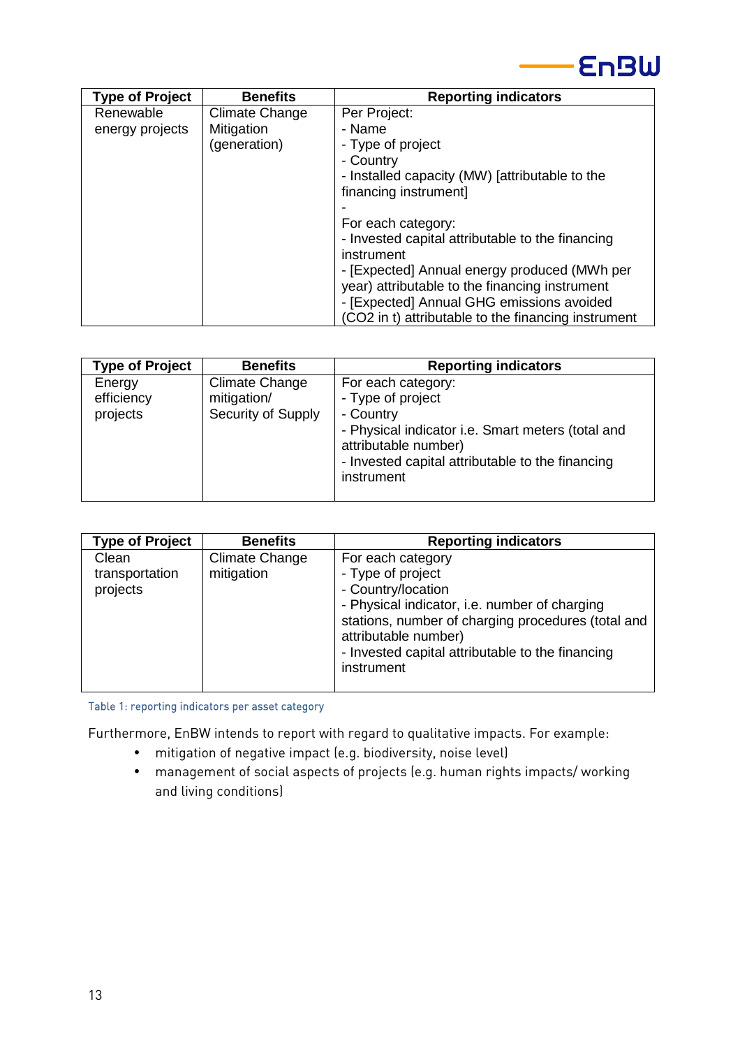| Type of Project | Benefits | Reporting indicators |
|---|---|---|
| Renewable energy projects | Climate Change Mitigation (generation) | Per Project:<br>- Name<br>- Type of project<br>- Country<br>- Installed capacity (MW) [attributable to the financing instrument]<br>-<br>For each category:<br>- Invested capital attributable to the financing instrument<br>- [Expected] Annual energy produced (MWh per year) attributable to the financing instrument<br>- [Expected] Annual GHG emissions avoided ($CO_2$ in t) attributable to the financing instrument |

| Type of Project | Benefits | Reporting indicators |
|---|---|---|
| Energy efficiency projects | Climate Change mitigation/ Security of Supply | For each category:<br>- Type of project<br>- Country<br>- Physical indicator i.e. Smart meters (total and attributable number)<br>- Invested capital attributable to the financing instrument |

| Type of Project | Benefits | Reporting indicators |
|---|---|---|
| Clean transportation projects | Climate Change mitigation | For each category<br>- Type of project<br>- Country/location<br>- Physical indicator, i.e. number of charging stations, number of charging procedures (total and attributable number)<br>- Invested capital attributable to the financing instrument |

Table 1: reporting indicators per asset category

Furthermore, EnBW intends to report with regard to qualitative impacts. For example:

- mitigation of negative impact (e.g. biodiversity, noise level)
- management of social aspects of projects (e.g. human rights impacts/ working and living conditions)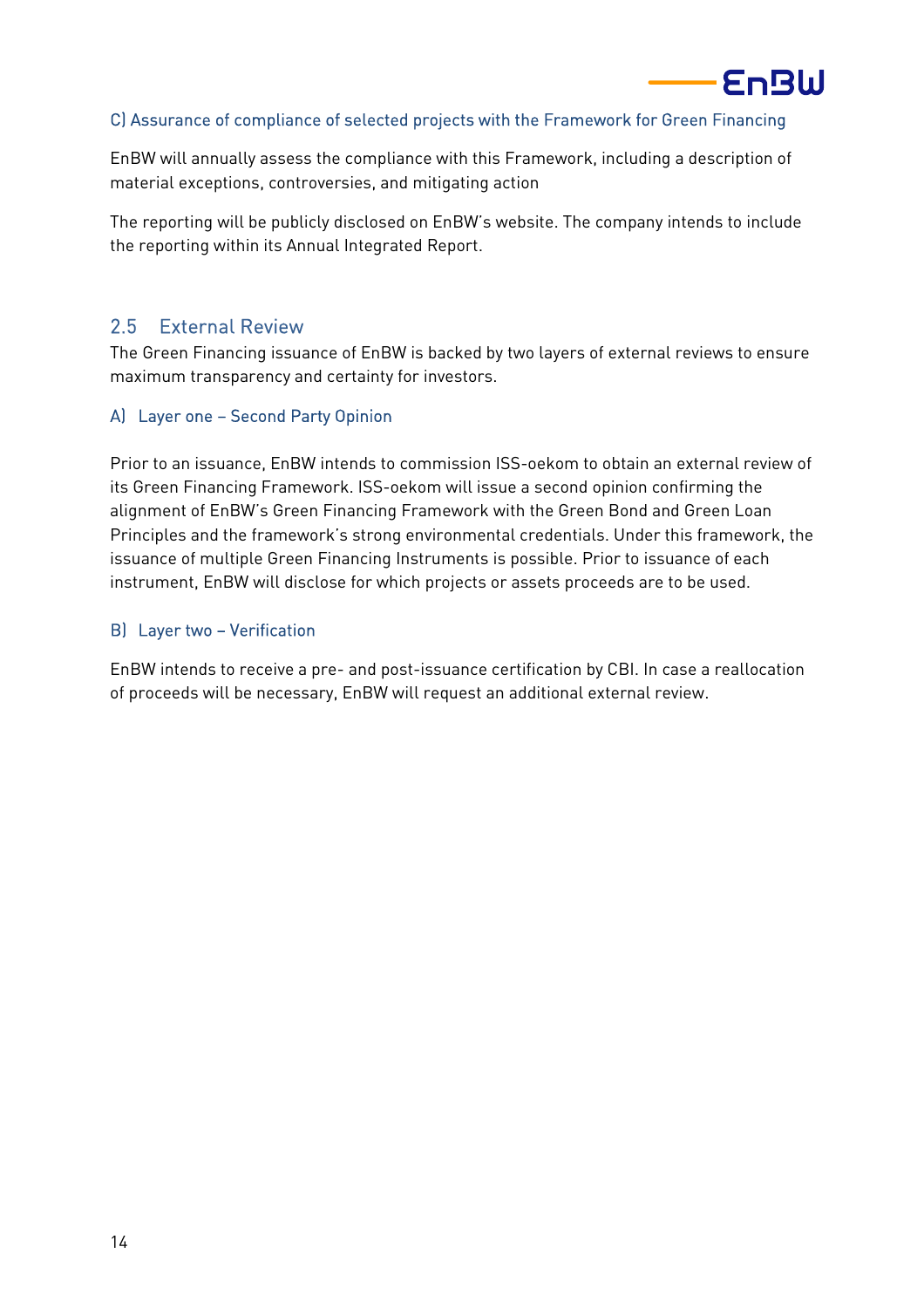### C) Assurance of compliance of selected projects with the Framework for Green Financing

EnBW will annually assess the compliance with this Framework, including a description of material exceptions, controversies, and mitigating action

The reporting will be publicly disclosed on EnBW's website. The company intends to include the reporting within its Annual Integrated Report.

## 2.5 External Review

The Green Financing issuance of EnBW is backed by two layers of external reviews to ensure maximum transparency and certainty for investors.

### A) Layer one – Second Party Opinion

Prior to an issuance, EnBW intends to commission ISS-oekom to obtain an external review of its Green Financing Framework. ISS-oekom will issue a second opinion confirming the alignment of EnBW's Green Financing Framework with the Green Bond and Green Loan Principles and the framework's strong environmental credentials. Under this framework, the issuance of multiple Green Financing Instruments is possible. Prior to issuance of each instrument, EnBW will disclose for which projects or assets proceeds are to be used.

### B) Layer two – Verification

EnBW intends to receive a pre- and post-issuance certification by CBI. In case a reallocation of proceeds will be necessary, EnBW will request an additional external review.